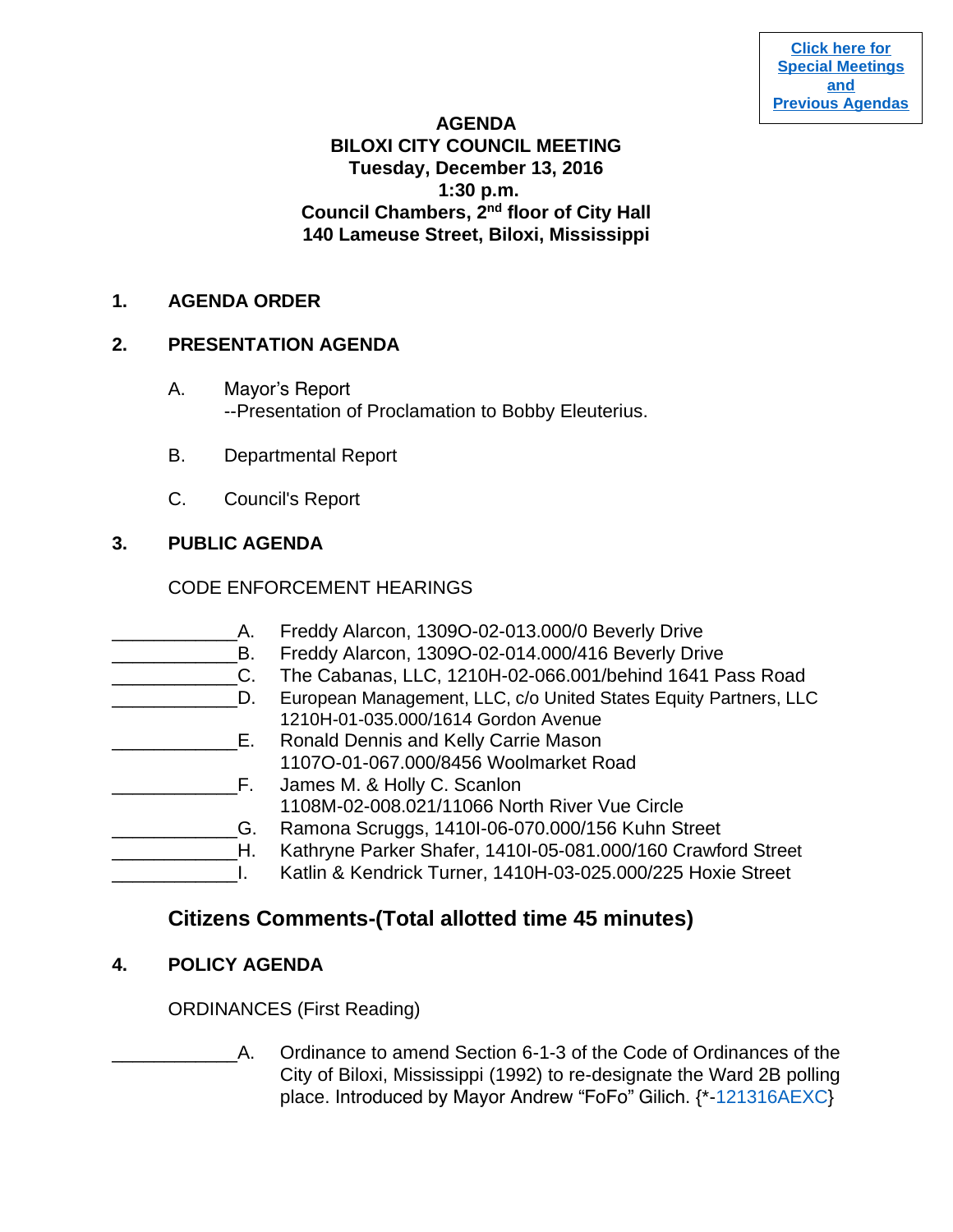[Click here for Special Meetings and Previous Agendas]

**AGENDA**
**BILOXI CITY COUNCIL MEETING**
**Tuesday, December 13, 2016**
**1:30 p.m.**
**Council Chambers, 2nd floor of City Hall**
**140 Lameuse Street, Biloxi, Mississippi**

## 1. AGENDA ORDER

## 2. PRESENTATION AGENDA

A. Mayor's Report
--Presentation of Proclamation to Bobby Eleuterius.

B. Departmental Report

C. Council's Report

## 3. PUBLIC AGENDA

CODE ENFORCEMENT HEARINGS

____________A. Freddy Alarcon, 1309O-02-013.000/0 Beverly Drive
____________B. Freddy Alarcon, 1309O-02-014.000/416 Beverly Drive
____________C. The Cabanas, LLC, 1210H-02-066.001/behind 1641 Pass Road
____________D. European Management, LLC, c/o United States Equity Partners, LLC
1210H-01-035.000/1614 Gordon Avenue
____________E. Ronald Dennis and Kelly Carrie Mason
1107O-01-067.000/8456 Woolmarket Road
____________F. James M. & Holly C. Scanlon
1108M-02-008.021/11066 North River Vue Circle
____________G. Ramona Scruggs, 1410I-06-070.000/156 Kuhn Street
____________H. Kathryne Parker Shafer, 1410I-05-081.000/160 Crawford Street
____________I. Katlin & Kendrick Turner, 1410H-03-025.000/225 Hoxie Street

## Citizens Comments-(Total allotted time 45 minutes)

## 4. POLICY AGENDA

ORDINANCES (First Reading)

____________A. Ordinance to amend Section 6-1-3 of the Code of Ordinances of the City of Biloxi, Mississippi (1992) to re-designate the Ward 2B polling place. Introduced by Mayor Andrew "FoFo" Gilich. {*-121316AEXC}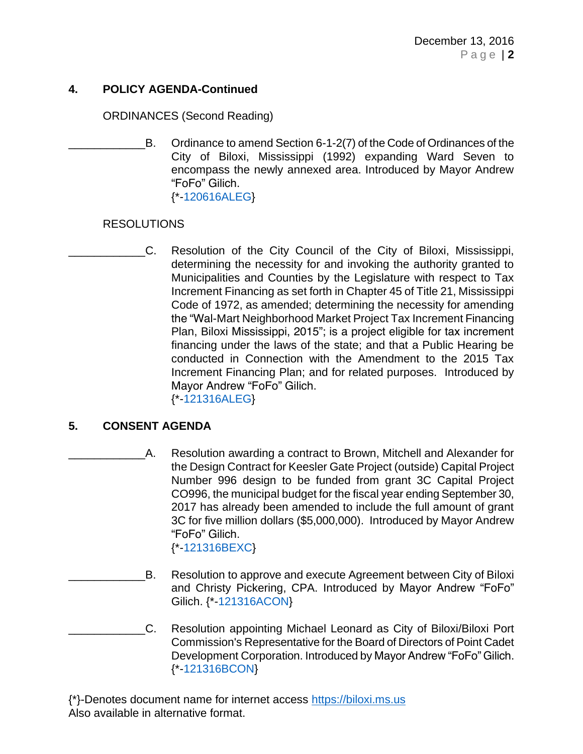## 4. POLICY AGENDA-Continued

ORDINANCES (Second Reading)

____________B. Ordinance to amend Section 6-1-2(7) of the Code of Ordinances of the City of Biloxi, Mississippi (1992) expanding Ward Seven to encompass the newly annexed area. Introduced by Mayor Andrew “FoFo” Gilich.
{*-120616ALEG}

RESOLUTIONS

____________C. Resolution of the City Council of the City of Biloxi, Mississippi, determining the necessity for and invoking the authority granted to Municipalities and Counties by the Legislature with respect to Tax Increment Financing as set forth in Chapter 45 of Title 21, Mississippi Code of 1972, as amended; determining the necessity for amending the “Wal-Mart Neighborhood Market Project Tax Increment Financing Plan, Biloxi Mississippi, 2015”; is a project eligible for tax increment financing under the laws of the state; and that a Public Hearing be conducted in Connection with the Amendment to the 2015 Tax Increment Financing Plan; and for related purposes. Introduced by Mayor Andrew “FoFo” Gilich.
{*-121316ALEG}

## 5. CONSENT AGENDA

____________A. Resolution awarding a contract to Brown, Mitchell and Alexander for the Design Contract for Keesler Gate Project (outside) Capital Project Number 996 design to be funded from grant 3C Capital Project CO996, the municipal budget for the fiscal year ending September 30, 2017 has already been amended to include the full amount of grant 3C for five million dollars ($5,000,000). Introduced by Mayor Andrew “FoFo” Gilich.
{*-121316BEXC}

____________B. Resolution to approve and execute Agreement between City of Biloxi and Christy Pickering, CPA. Introduced by Mayor Andrew “FoFo” Gilich. {*-121316ACON}

____________C. Resolution appointing Michael Leonard as City of Biloxi/Biloxi Port Commission's Representative for the Board of Directors of Point Cadet Development Corporation. Introduced by Mayor Andrew “FoFo” Gilich.
{*-121316BCON}

{*}-Denotes document name for internet access https://biloxi.ms.us
Also available in alternative format.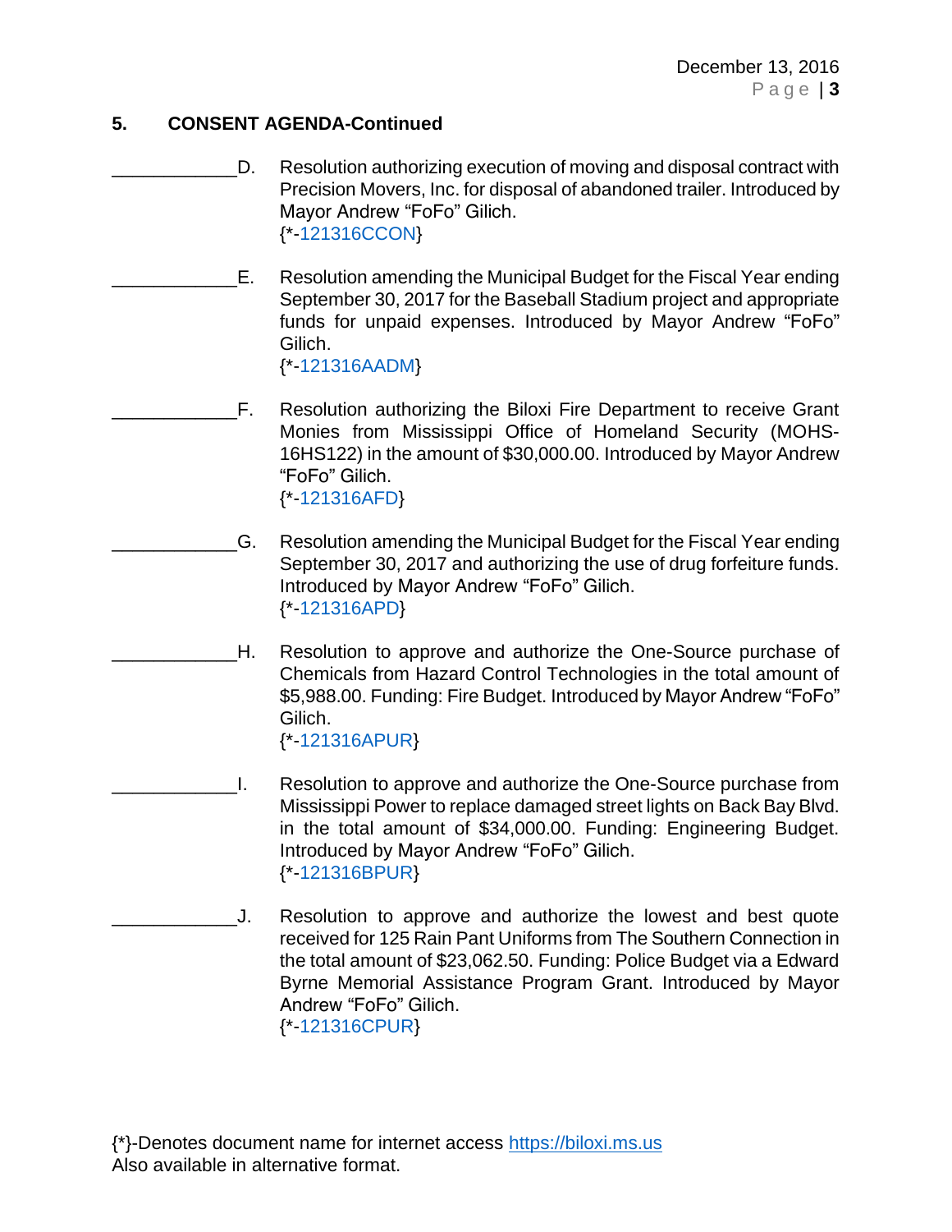## 5. CONSENT AGENDA-Continued

____________D. Resolution authorizing execution of moving and disposal contract with Precision Movers, Inc. for disposal of abandoned trailer. Introduced by Mayor Andrew “FoFo” Gilich.
{*-121316CCON}

____________E. Resolution amending the Municipal Budget for the Fiscal Year ending September 30, 2017 for the Baseball Stadium project and appropriate funds for unpaid expenses. Introduced by Mayor Andrew “FoFo” Gilich.
{*-121316AADM}

____________F. Resolution authorizing the Biloxi Fire Department to receive Grant Monies from Mississippi Office of Homeland Security (MOHS-16HS122) in the amount of $30,000.00. Introduced by Mayor Andrew “FoFo” Gilich.
{*-121316AFD}

____________G. Resolution amending the Municipal Budget for the Fiscal Year ending September 30, 2017 and authorizing the use of drug forfeiture funds. Introduced by Mayor Andrew “FoFo” Gilich.
{*-121316APD}

____________H. Resolution to approve and authorize the One-Source purchase of Chemicals from Hazard Control Technologies in the total amount of $5,988.00. Funding: Fire Budget. Introduced by Mayor Andrew “FoFo” Gilich.
{*-121316APUR}

____________I. Resolution to approve and authorize the One-Source purchase from Mississippi Power to replace damaged street lights on Back Bay Blvd. in the total amount of $34,000.00. Funding: Engineering Budget. Introduced by Mayor Andrew “FoFo” Gilich.
{*-121316BPUR}

____________J. Resolution to approve and authorize the lowest and best quote received for 125 Rain Pant Uniforms from The Southern Connection in the total amount of $23,062.50. Funding: Police Budget via a Edward Byrne Memorial Assistance Program Grant. Introduced by Mayor Andrew “FoFo” Gilich.
{*-121316CPUR}

{*}-Denotes document name for internet access https://biloxi.ms.us
Also available in alternative format.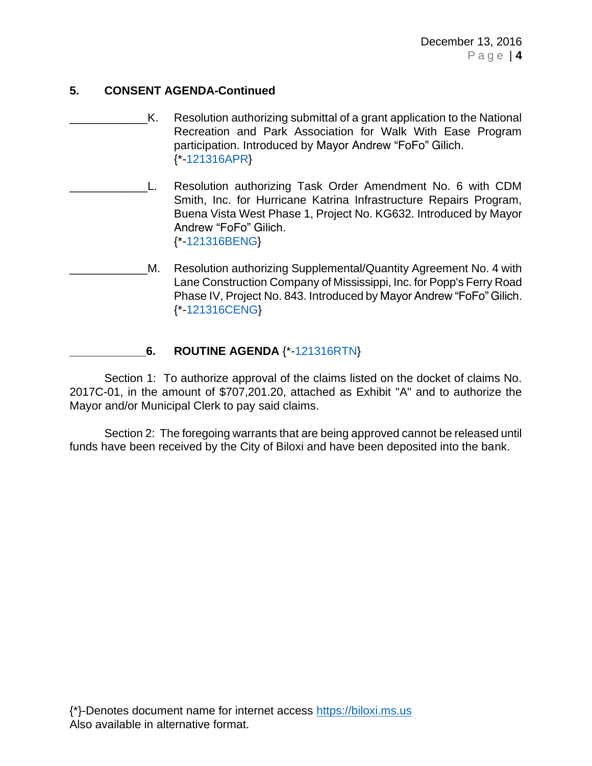**5. CONSENT AGENDA-Continued**

____________K. Resolution authorizing submittal of a grant application to the National Recreation and Park Association for Walk With Ease Program participation. Introduced by Mayor Andrew "FoFo" Gilich.
{*-121316APR}

____________L. Resolution authorizing Task Order Amendment No. 6 with CDM Smith, Inc. for Hurricane Katrina Infrastructure Repairs Program, Buena Vista West Phase 1, Project No. KG632. Introduced by Mayor Andrew "FoFo" Gilich.
{*-121316BENG}

____________M. Resolution authorizing Supplemental/Quantity Agreement No. 4 with Lane Construction Company of Mississippi, Inc. for Popp's Ferry Road Phase IV, Project No. 843. Introduced by Mayor Andrew "FoFo" Gilich.
{*-121316CENG}

____________**6. ROUTINE AGENDA** {*-121316RTN}

Section 1: To authorize approval of the claims listed on the docket of claims No. 2017C-01, in the amount of $707,201.20, attached as Exhibit "A" and to authorize the Mayor and/or Municipal Clerk to pay said claims.

Section 2: The foregoing warrants that are being approved cannot be released until funds have been received by the City of Biloxi and have been deposited into the bank.

{*}-Denotes document name for internet access https://biloxi.ms.us
Also available in alternative format.